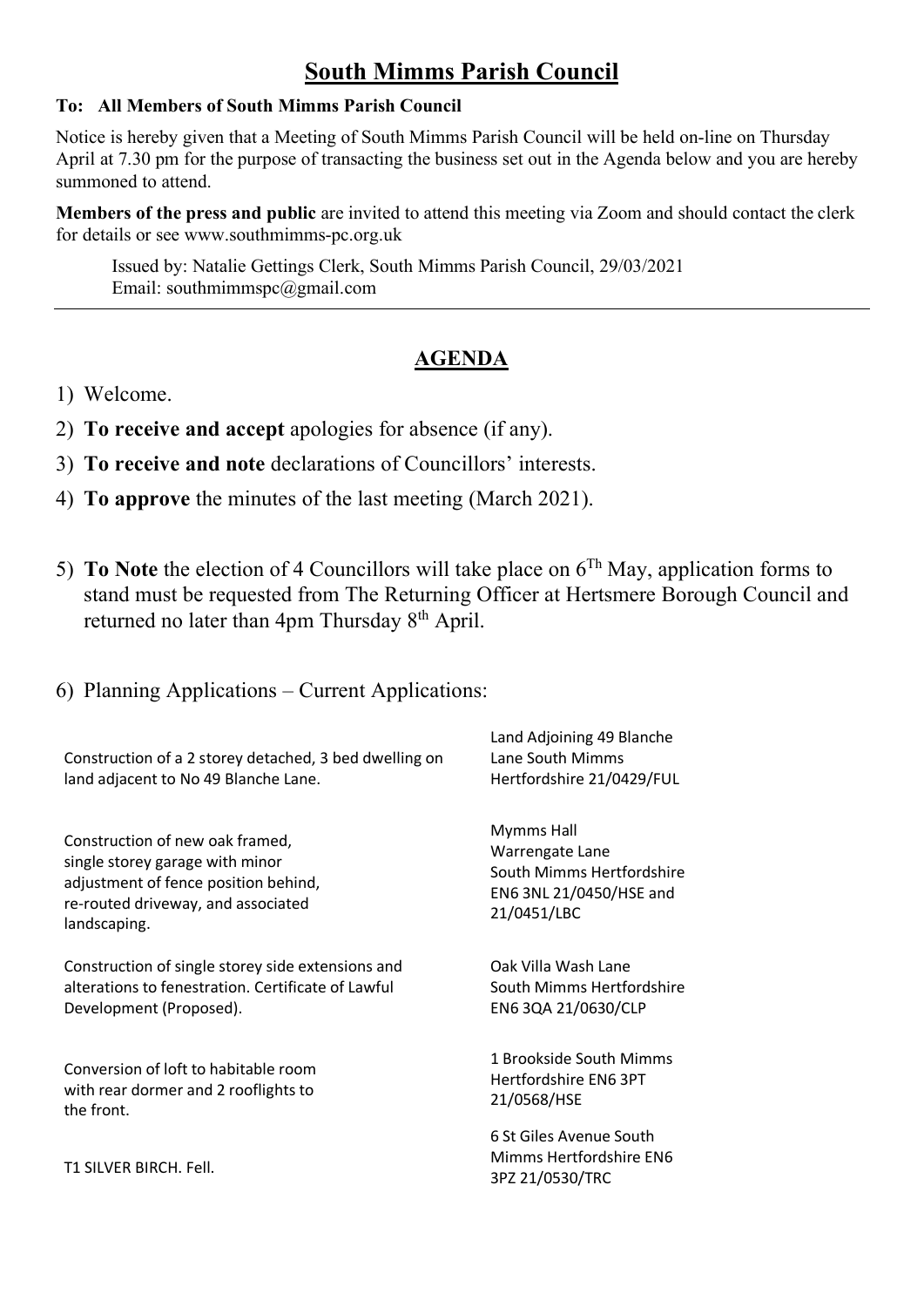# South Mimms Parish Council

**To: All Members of South Mimms Parish Council**

Notice is hereby given that a Meeting of South Mimms Parish Council will be held on-line on Thursday April at 7.30 pm for the purpose of transacting the business set out in the Agenda below and you are hereby summoned to attend.

**Members of the press and public** are invited to attend this meeting via Zoom and should contact the clerk for details or see www.southmimms-pc.org.uk

Issued by: Natalie Gettings Clerk, South Mimms Parish Council, 29/03/2021
Email: southmimmspc@gmail.com

---

## AGENDA

1) Welcome.
2) **To receive and accept** apologies for absence (if any).
3) **To receive and note** declarations of Councillors' interests.
4) **To approve** the minutes of the last meeting (March 2021).
5) **To Note** the election of 4 Councillors will take place on 6Th May, application forms to stand must be requested from The Returning Officer at Hertsmere Borough Council and returned no later than 4pm Thursday 8th April.
6) Planning Applications – Current Applications:

| | |
|---|---|
| Construction of a 2 storey detached, 3 bed dwelling on land adjacent to No 49 Blanche Lane. | Land Adjoining 49 Blanche Lane South Mimms Hertfordshire 21/0429/FUL |
| Construction of new oak framed, single storey garage with minor adjustment of fence position behind, re-routed driveway, and associated landscaping. | Mymms Hall Warrengate Lane South Mimms Hertfordshire EN6 3NL 21/0450/HSE and 21/0451/LBC |
| Construction of single storey side extensions and alterations to fenestration. Certificate of Lawful Development (Proposed). | Oak Villa Wash Lane South Mimms Hertfordshire EN6 3QA 21/0630/CLP |
| Conversion of loft to habitable room with rear dormer and 2 rooflights to the front. | 1 Brookside South Mimms Hertfordshire EN6 3PT 21/0568/HSE |
| T1 SILVER BIRCH. Fell. | 6 St Giles Avenue South Mimms Hertfordshire EN6 3PZ 21/0530/TRC |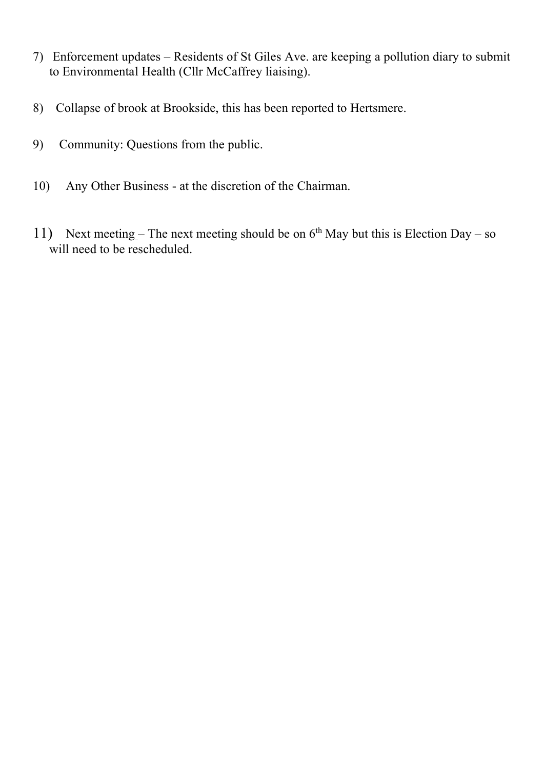7) Enforcement updates – Residents of St Giles Ave. are keeping a pollution diary to submit to Environmental Health (Cllr McCaffrey liaising).

8) Collapse of brook at Brookside, this has been reported to Hertsmere.

9) Community: Questions from the public.

10) Any Other Business - at the discretion of the Chairman.

11) Next meeting – The next meeting should be on 6th May but this is Election Day – so will need to be rescheduled.